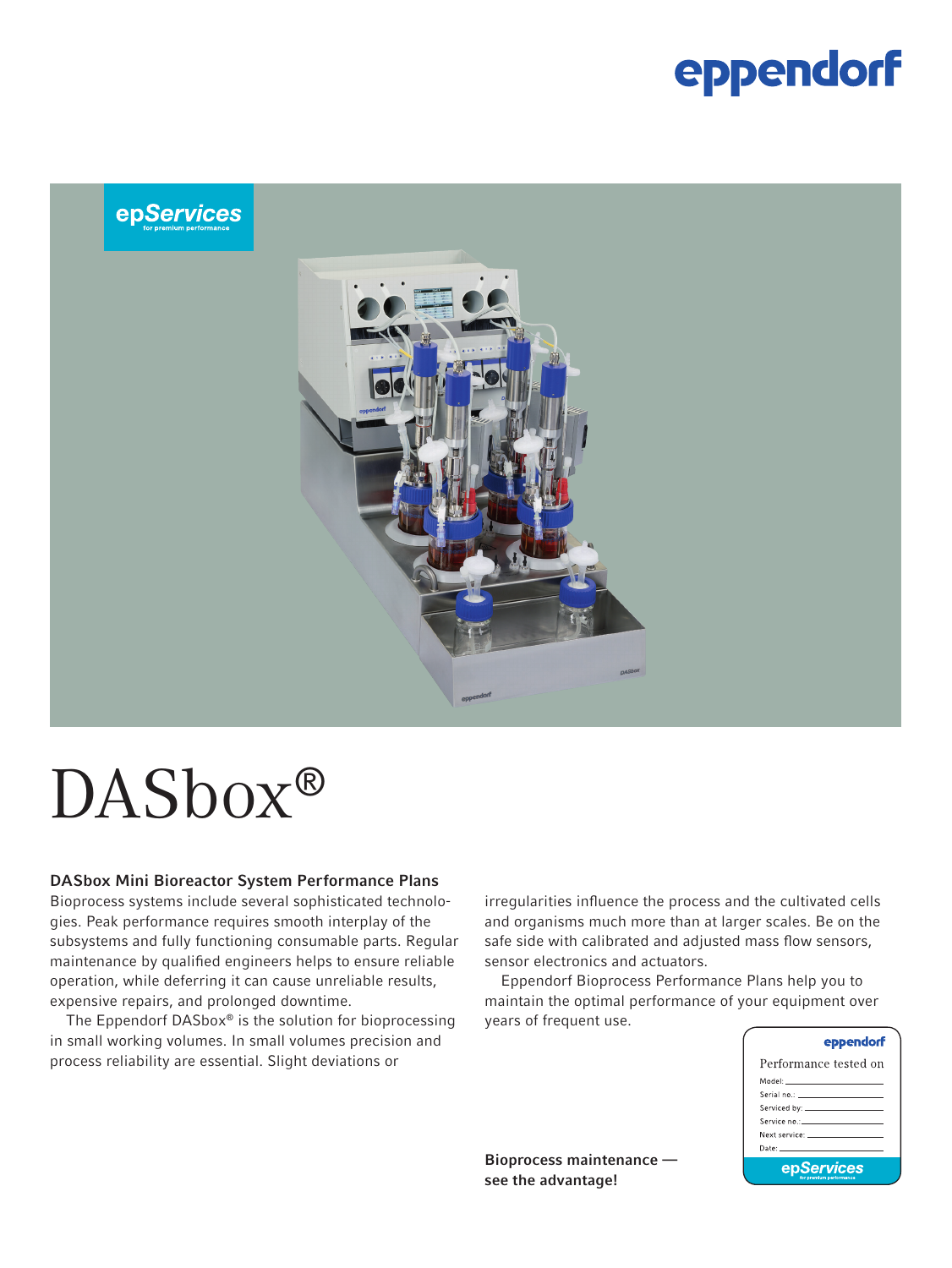# DASbox®

### DASbox Mini Bioreactor System Performance Plans

Bioprocess systems include several sophisticated technologies. Peak performance requires smooth interplay of the subsystems and fully functioning consumable parts. Regular maintenance by qualified engineers helps to ensure reliable operation, while deferring it can cause unreliable results, expensive repairs, and prolonged downtime.

The Eppendorf DASbox® is the solution for bioprocessing in small working volumes. In small volumes precision and process reliability are essential. Slight deviations or irregularities influence the process and the cultivated cells and organisms much more than at larger scales. Be on the safe side with calibrated and adjusted mass flow sensors, sensor electronics and actuators.

Eppendorf Bioprocess Performance Plans help you to maintain the optimal performance of your equipment over years of frequent use.

**Bioprocess maintenance — see the advantage!**

eppendorf

Performance tested on

Model: ___________

Serial no.: ___________

Serviced by: ___________

Service no.: ___________

Next service: ___________

Date: ___________

epServices for premium performance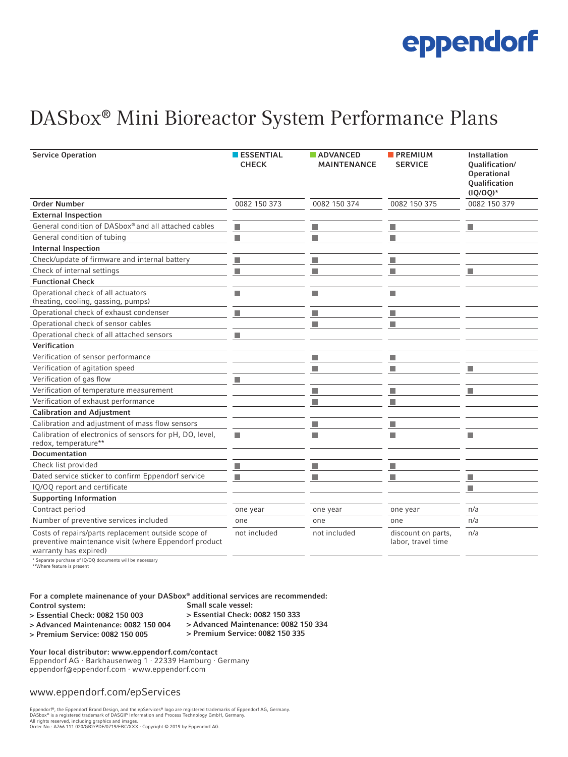**eppendorf**

# DASbox® Mini Bioreactor System Performance Plans

| Service Operation | ESSENTIAL CHECK | ADVANCED MAINTENANCE | PREMIUM SERVICE | Installation Qualification/ Operational Qualification (IQ/OQ)* |
|---|---|---|---|---|
| **Order Number** | 0082 150 373 | 0082 150 374 | 0082 150 375 | 0082 150 379 |
| **External Inspection** | | | | |
| General condition of DASbox® and all attached cables | ■ | ■ | ■ | ■ |
| General condition of tubing | ■ | ■ | ■ | |
| **Internal Inspection** | | | | |
| Check/update of firmware and internal battery | ■ | ■ | ■ | |
| Check of internal settings | ■ | ■ | ■ | ■ |
| **Functional Check** | | | | |
| Operational check of all actuators (heating, cooling, gassing, pumps) | ■ | ■ | ■ | |
| Operational check of exhaust condenser | ■ | ■ | ■ | |
| Operational check of sensor cables | | ■ | ■ | |
| Operational check of all attached sensors | ■ | | | |
| **Verification** | | | | |
| Verification of sensor performance | | ■ | ■ | |
| Verification of agitation speed | | ■ | ■ | ■ |
| Verification of gas flow | ■ | | | |
| Verification of temperature measurement | | ■ | ■ | ■ |
| Verification of exhaust performance | | ■ | ■ | |
| **Calibration and Adjustment** | | | | |
| Calibration and adjustment of mass flow sensors | | ■ | ■ | |
| Calibration of electronics of sensors for pH, DO, level, redox, temperature** | ■ | ■ | ■ | ■ |
| **Documentation** | | | | |
| Check list provided | ■ | ■ | ■ | |
| Dated service sticker to confirm Eppendorf service | ■ | ■ | ■ | ■ |
| IQ/OQ report and certificate | | | | ■ |
| **Supporting Information** | | | | |
| Contract period | one year | one year | one year | n/a |
| Number of preventive services included | one | one | one | n/a |
| Costs of repairs/parts replacement outside scope of preventive maintenance visit (where Eppendorf product warranty has expired) | not included | not included | discount on parts, labor, travel time | n/a |

\* Separate purchase of IQ/OQ documents will be necessary
\*\*Where feature is present

**For a complete mainenance of your DASbox® additional services are recommended:**

**Control system:**
- **> Essential Check: 0082 150 003**
- **> Advanced Maintenance: 0082 150 004**
- **> Premium Service: 0082 150 005**

**Small scale vessel:**
- **> Essential Check: 0082 150 333**
- **> Advanced Maintenance: 0082 150 334**
- **> Premium Service: 0082 150 335**

**Your local distributor: www.eppendorf.com/contact**
Eppendorf AG · Barkhausenweg 1 · 22339 Hamburg · Germany
eppendorf@eppendorf.com · www.eppendorf.com

www.eppendorf.com/epServices

Eppendorf®, the Eppendorf Brand Design, and the epServices® logo are registered trademarks of Eppendorf AG, Germany.
DASbox® is a registered trademark of DASGIP Information and Process Technology GmbH, Germany.
All rights reserved, including graphics and images.
Order No.: A766 111 020/GB2/PDF/0719/EBC/XXX · Copyright © 2019 by Eppendorf AG.